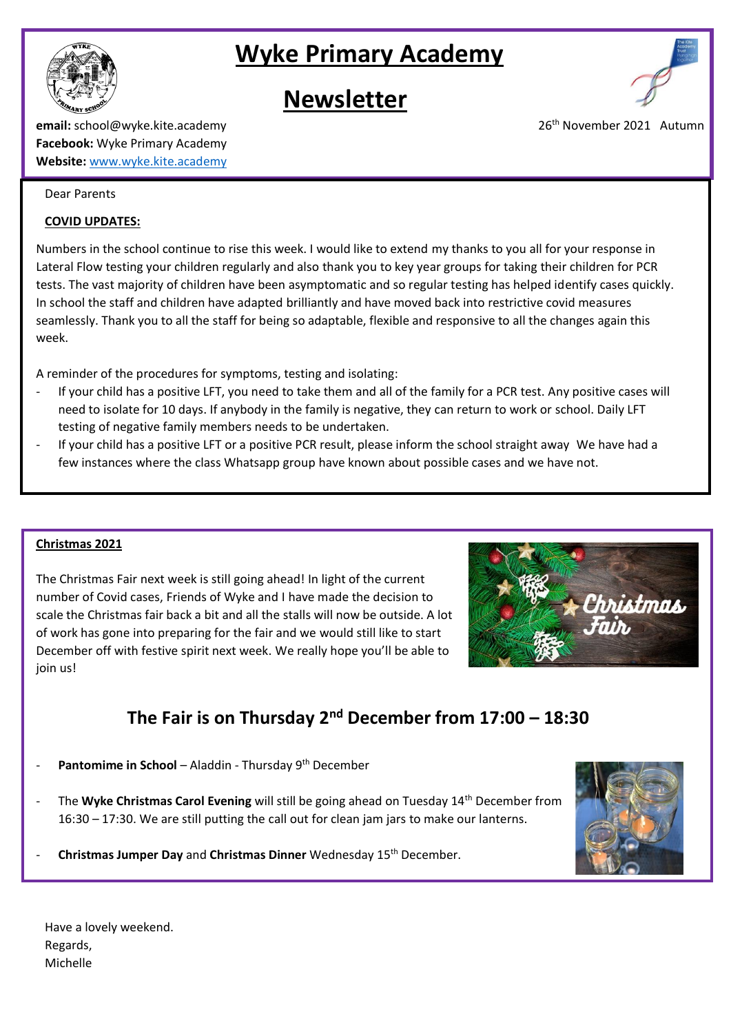# Wyke Primary Academy

# Newsletter

**email:** school@wyke.kite.academy
**Facebook:** Wyke Primary Academy
**Website:** [www.wyke.kite.academy](www.wyke.kite.academy)

26th November 2021 Autumn

Dear Parents

**COVID UPDATES:**

Numbers in the school continue to rise this week. I would like to extend my thanks to you all for your response in Lateral Flow testing your children regularly and also thank you to key year groups for taking their children for PCR tests. The vast majority of children have been asymptomatic and so regular testing has helped identify cases quickly. In school the staff and children have adapted brilliantly and have moved back into restrictive covid measures seamlessly. Thank you to all the staff for being so adaptable, flexible and responsive to all the changes again this week.

A reminder of the procedures for symptoms, testing and isolating:

- If your child has a positive LFT, you need to take them and all of the family for a PCR test. Any positive cases will need to isolate for 10 days. If anybody in the family is negative, they can return to work or school. Daily LFT testing of negative family members needs to be undertaken.
- If your child has a positive LFT or a positive PCR result, please inform the school straight away We have had a few instances where the class Whatsapp group have known about possible cases and we have not.

**Christmas 2021**

The Christmas Fair next week is still going ahead! In light of the current number of Covid cases, Friends of Wyke and I have made the decision to scale the Christmas fair back a bit and all the stalls will now be outside. A lot of work has gone into preparing for the fair and we would still like to start December off with festive spirit next week. We really hope you'll be able to join us!

## The Fair is on Thursday 2nd December from 17:00 – 18:30

- **Pantomime in School** – Aladdin - Thursday 9th December
- The **Wyke Christmas Carol Evening** will still be going ahead on Tuesday 14th December from 16:30 – 17:30. We are still putting the call out for clean jam jars to make our lanterns.
- **Christmas Jumper Day** and **Christmas Dinner** Wednesday 15th December.

Have a lovely weekend.
Regards,
Michelle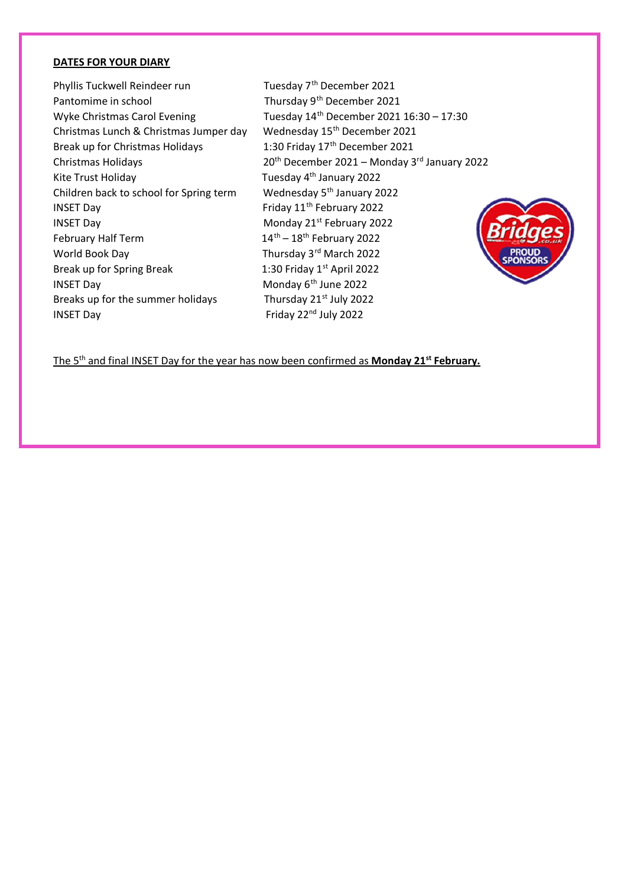**DATES FOR YOUR DIARY**

| | |
|---|---|
| Phyllis Tuckwell Reindeer run | Tuesday 7th December 2021 |
| Pantomime in school | Thursday 9th December 2021 |
| Wyke Christmas Carol Evening | Tuesday 14th December 2021 16:30 – 17:30 |
| Christmas Lunch & Christmas Jumper day | Wednesday 15th December 2021 |
| Break up for Christmas Holidays | 1:30 Friday 17th December 2021 |
| Christmas Holidays | 20th December 2021 – Monday 3rd January 2022 |
| Kite Trust Holiday | Tuesday 4th January 2022 |
| Children back to school for Spring term | Wednesday 5th January 2022 |
| INSET Day | Friday 11th February 2022 |
| INSET Day | Monday 21st February 2022 |
| February Half Term | 14th – 18th February 2022 |
| World Book Day | Thursday 3rd March 2022 |
| Break up for Spring Break | 1:30 Friday 1st April 2022 |
| INSET Day | Monday 6th June 2022 |
| Breaks up for the summer holidays | Thursday 21st July 2022 |
| INSET Day | Friday 22nd July 2022 |

The 5th and final INSET Day for the year has now been confirmed as **Monday 21st February.**